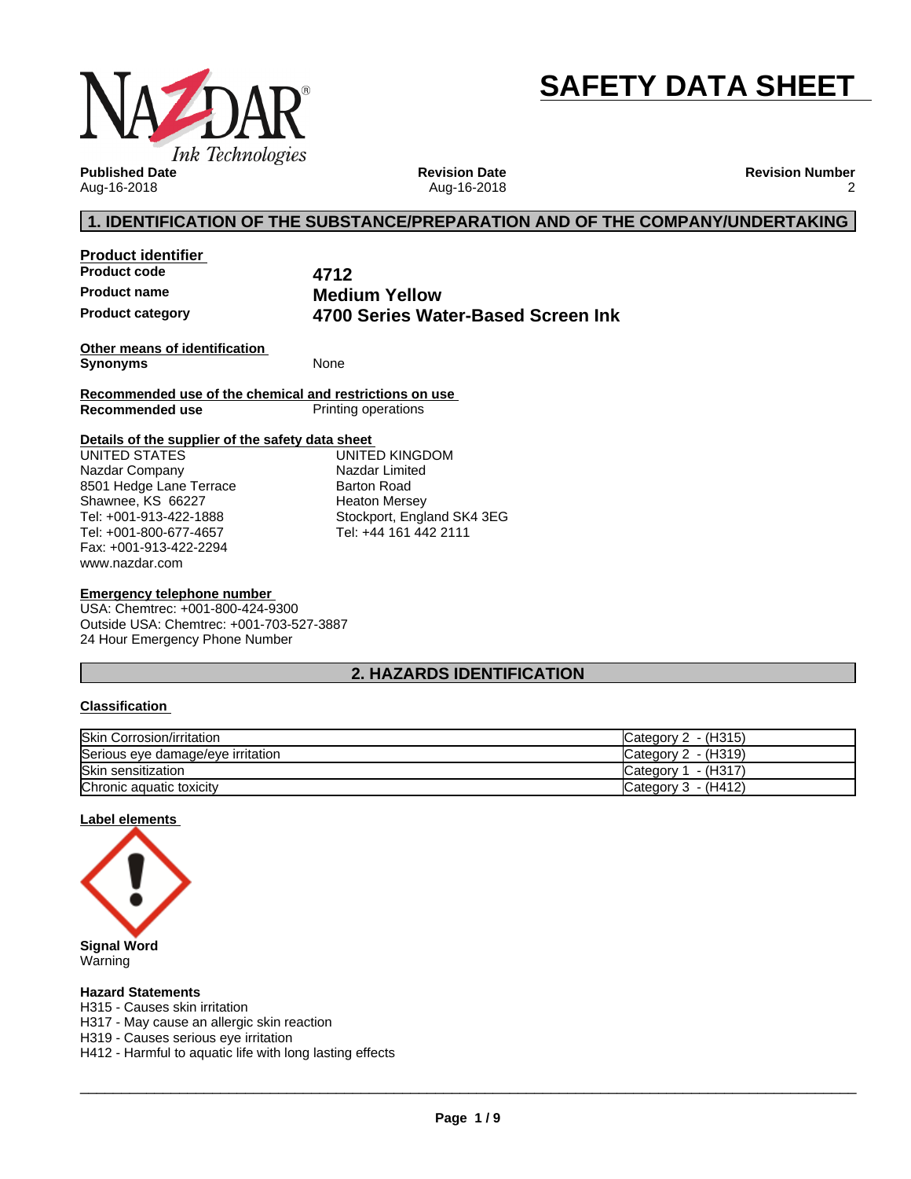# SAFETY DATA SHEET

**Published Date**
Aug-16-2018

**Revision Date**
Aug-16-2018

**Revision Number**
2

## 1. IDENTIFICATION OF THE SUBSTANCE/PREPARATION AND OF THE COMPANY/UNDERTAKING

**Product identifier**

| | |
|---|---|
| **Product code** | **4712** |
| **Product name** | **Medium Yellow** |
| **Product category** | **4700 Series Water-Based Screen Ink** |

**Other means of identification**

**Synonyms** None

**Recommended use of the chemical and restrictions on use**

**Recommended use** Printing operations

**Details of the supplier of the safety data sheet**

UNITED STATES
Nazdar Company
8501 Hedge Lane Terrace
Shawnee, KS 66227
Tel: +001-913-422-1888
Tel: +001-800-677-4657
Fax: +001-913-422-2294
www.nazdar.com

UNITED KINGDOM
Nazdar Limited
Barton Road
Heaton Mersey
Stockport, England SK4 3EG
Tel: +44 161 442 2111

**Emergency telephone number**

USA: Chemtrec: +001-800-424-9300
Outside USA: Chemtrec: +001-703-527-3887
24 Hour Emergency Phone Number

## 2. HAZARDS IDENTIFICATION

**Classification**

| Hazard class | Category |
|---|---|
| Skin Corrosion/irritation | Category 2 - (H315) |
| Serious eye damage/eye irritation | Category 2 - (H319) |
| Skin sensitization | Category 1 - (H317) |
| Chronic aquatic toxicity | Category 3 - (H412) |

**Label elements**

**Signal Word**
Warning

**Hazard Statements**
H315 - Causes skin irritation
H317 - May cause an allergic skin reaction
H319 - Causes serious eye irritation
H412 - Harmful to aquatic life with long lasting effects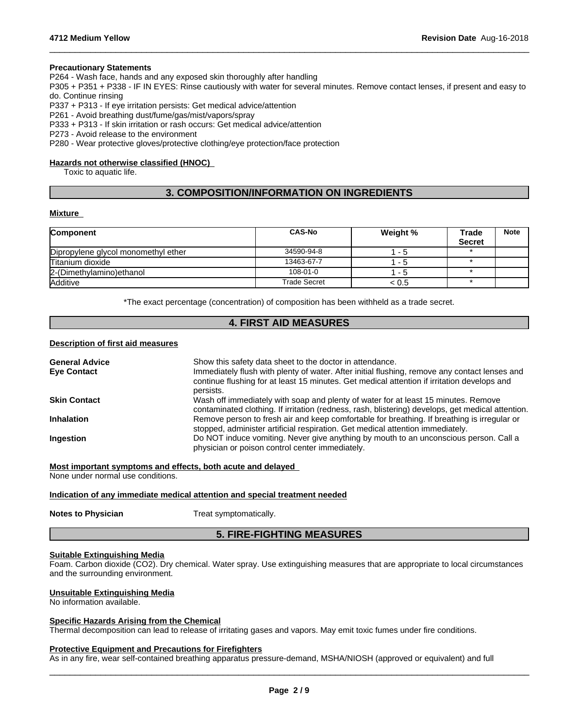**Precautionary Statements**

P264 - Wash face, hands and any exposed skin thoroughly after handling
P305 + P351 + P338 - IF IN EYES: Rinse cautiously with water for several minutes. Remove contact lenses, if present and easy to do. Continue rinsing
P337 + P313 - If eye irritation persists: Get medical advice/attention
P261 - Avoid breathing dust/fume/gas/mist/vapors/spray
P333 + P313 - If skin irritation or rash occurs: Get medical advice/attention
P273 - Avoid release to the environment
P280 - Wear protective gloves/protective clothing/eye protection/face protection

**Hazards not otherwise classified (HNOC)**

Toxic to aquatic life.

## 3. COMPOSITION/INFORMATION ON INGREDIENTS

**Mixture**

| Component | CAS-No | Weight % | Trade Secret | Note |
|---|---|---|---|---|
| Dipropylene glycol monomethyl ether | 34590-94-8 | 1 - 5 | * | |
| Titanium dioxide | 13463-67-7 | 1 - 5 | * | |
| 2-(Dimethylamino)ethanol | 108-01-0 | 1 - 5 | * | |
| Additive | Trade Secret | < 0.5 | * | |

*The exact percentage (concentration) of composition has been withheld as a trade secret.

## 4. FIRST AID MEASURES

**Description of first aid measures**

**General Advice** Show this safety data sheet to the doctor in attendance.

**Eye Contact** Immediately flush with plenty of water. After initial flushing, remove any contact lenses and continue flushing for at least 15 minutes. Get medical attention if irritation develops and persists.

**Skin Contact** Wash off immediately with soap and plenty of water for at least 15 minutes. Remove contaminated clothing. If irritation (redness, rash, blistering) develops, get medical attention.

**Inhalation** Remove person to fresh air and keep comfortable for breathing. If breathing is irregular or stopped, administer artificial respiration. Get medical attention immediately.

**Ingestion** Do NOT induce vomiting. Never give anything by mouth to an unconscious person. Call a physician or poison control center immediately.

**Most important symptoms and effects, both acute and delayed**

None under normal use conditions.

**Indication of any immediate medical attention and special treatment needed**

**Notes to Physician** Treat symptomatically.

## 5. FIRE-FIGHTING MEASURES

**Suitable Extinguishing Media**

Foam. Carbon dioxide ($CO_2$). Dry chemical. Water spray. Use extinguishing measures that are appropriate to local circumstances and the surrounding environment.

**Unsuitable Extinguishing Media**

No information available.

**Specific Hazards Arising from the Chemical**

Thermal decomposition can lead to release of irritating gases and vapors. May emit toxic fumes under fire conditions.

**Protective Equipment and Precautions for Firefighters**

As in any fire, wear self-contained breathing apparatus pressure-demand, MSHA/NIOSH (approved or equivalent) and full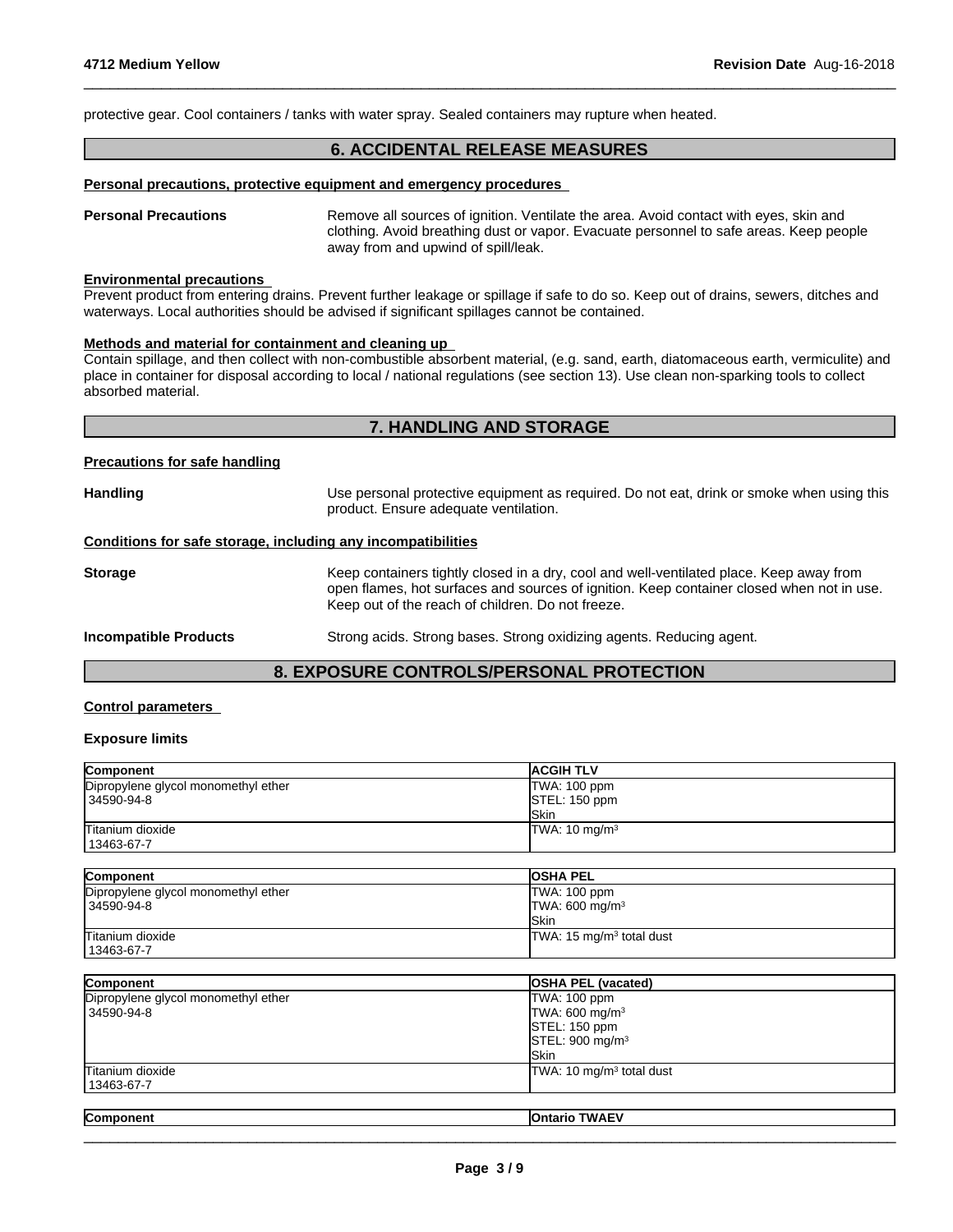protective gear. Cool containers / tanks with water spray. Sealed containers may rupture when heated.

## 6. ACCIDENTAL RELEASE MEASURES

### Personal precautions, protective equipment and emergency procedures

**Personal Precautions** Remove all sources of ignition. Ventilate the area. Avoid contact with eyes, skin and clothing. Avoid breathing dust or vapor. Evacuate personnel to safe areas. Keep people away from and upwind of spill/leak.

### Environmental precautions

Prevent product from entering drains. Prevent further leakage or spillage if safe to do so. Keep out of drains, sewers, ditches and waterways. Local authorities should be advised if significant spillages cannot be contained.

### Methods and material for containment and cleaning up

Contain spillage, and then collect with non-combustible absorbent material, (e.g. sand, earth, diatomaceous earth, vermiculite) and place in container for disposal according to local / national regulations (see section 13). Use clean non-sparking tools to collect absorbed material.

## 7. HANDLING AND STORAGE

### Precautions for safe handling

**Handling** Use personal protective equipment as required. Do not eat, drink or smoke when using this product. Ensure adequate ventilation.

### Conditions for safe storage, including any incompatibilities

**Storage** Keep containers tightly closed in a dry, cool and well-ventilated place. Keep away from open flames, hot surfaces and sources of ignition. Keep container closed when not in use. Keep out of the reach of children. Do not freeze.

**Incompatible Products** Strong acids. Strong bases. Strong oxidizing agents. Reducing agent.

## 8. EXPOSURE CONTROLS/PERSONAL PROTECTION

### Control parameters

**Exposure limits**

| Component | ACGIH TLV |
|---|---|
| Dipropylene glycol monomethyl ether<br>34590-94-8 | TWA: 100 ppm<br>STEL: 150 ppm<br>Skin |
| Titanium dioxide<br>13463-67-7 | TWA: 10 mg/m$^3$ |

| Component | OSHA PEL |
|---|---|
| Dipropylene glycol monomethyl ether<br>34590-94-8 | TWA: 100 ppm<br>TWA: 600 mg/m$^3$<br>Skin |
| Titanium dioxide<br>13463-67-7 | TWA: 15 mg/m$^3$ total dust |

| Component | OSHA PEL (vacated) |
|---|---|
| Dipropylene glycol monomethyl ether<br>34590-94-8 | TWA: 100 ppm<br>TWA: 600 mg/m$^3$<br>STEL: 150 ppm<br>STEL: 900 mg/m$^3$<br>Skin |
| Titanium dioxide<br>13463-67-7 | TWA: 10 mg/m$^3$ total dust |

| Component | Ontario TWAEV |
|---|---|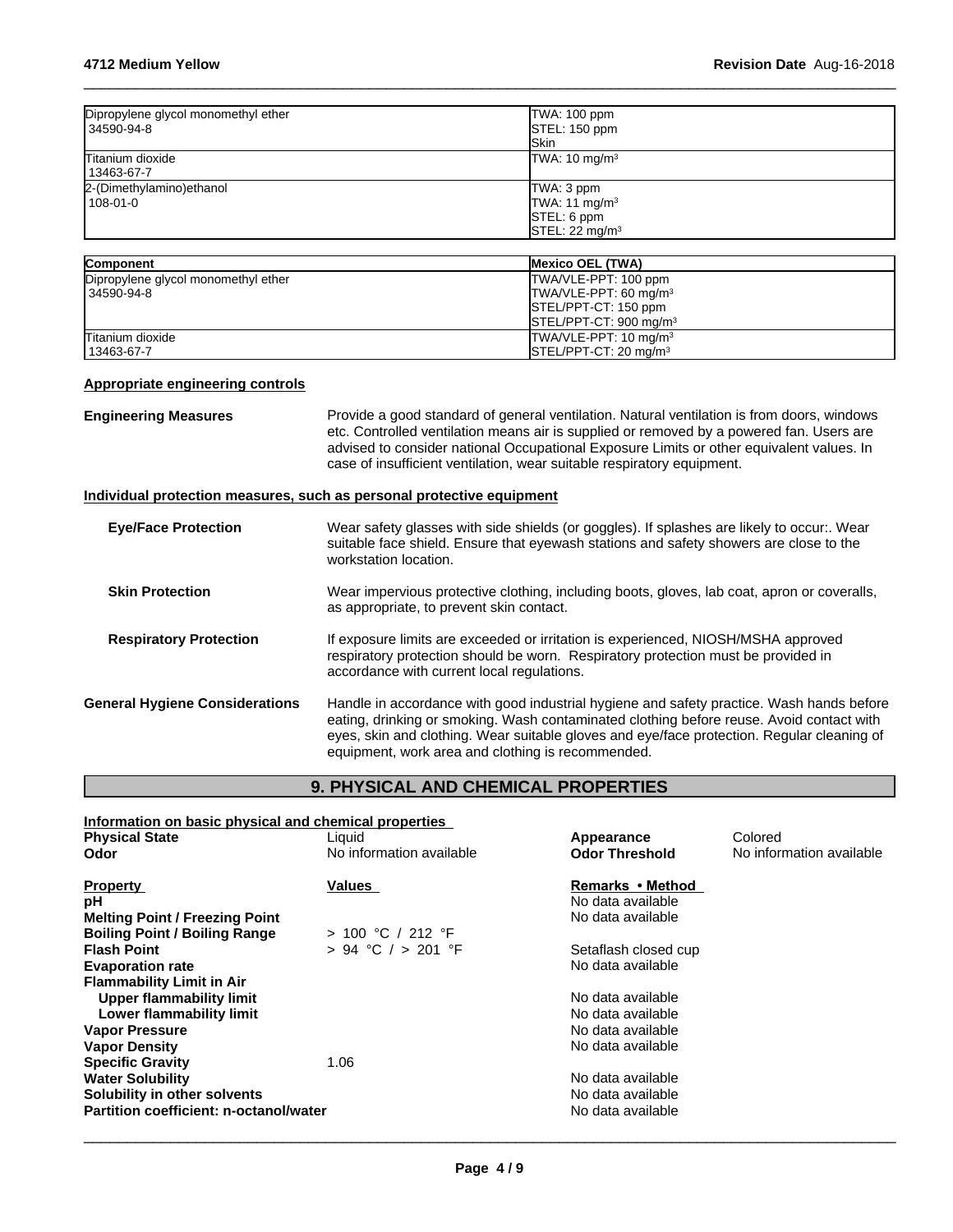| | |
|---|---|
| Dipropylene glycol monomethyl ether<br>34590-94-8 | TWA: 100 ppm<br>STEL: 150 ppm<br>Skin |
| Titanium dioxide<br>13463-67-7 | TWA: 10 mg/m³ |
| 2-(Dimethylamino)ethanol<br>108-01-0 | TWA: 3 ppm<br>TWA: 11 mg/m³<br>STEL: 6 ppm<br>STEL: 22 mg/m³ |

| Component | Mexico OEL (TWA) |
|---|---|
| Dipropylene glycol monomethyl ether<br>34590-94-8 | TWA/VLE-PPT: 100 ppm<br>TWA/VLE-PPT: 60 mg/m³<br>STEL/PPT-CT: 150 ppm<br>STEL/PPT-CT: 900 mg/m³ |
| Titanium dioxide<br>13463-67-7 | TWA/VLE-PPT: 10 mg/m³<br>STEL/PPT-CT: 20 mg/m³ |

**Appropriate engineering controls**

**Engineering Measures** Provide a good standard of general ventilation. Natural ventilation is from doors, windows etc. Controlled ventilation means air is supplied or removed by a powered fan. Users are advised to consider national Occupational Exposure Limits or other equivalent values. In case of insufficient ventilation, wear suitable respiratory equipment.

**Individual protection measures, such as personal protective equipment**

**Eye/Face Protection** Wear safety glasses with side shields (or goggles). If splashes are likely to occur:. Wear suitable face shield. Ensure that eyewash stations and safety showers are close to the workstation location.

**Skin Protection** Wear impervious protective clothing, including boots, gloves, lab coat, apron or coveralls, as appropriate, to prevent skin contact.

**Respiratory Protection** If exposure limits are exceeded or irritation is experienced, NIOSH/MSHA approved respiratory protection should be worn. Respiratory protection must be provided in accordance with current local regulations.

**General Hygiene Considerations** Handle in accordance with good industrial hygiene and safety practice. Wash hands before eating, drinking or smoking. Wash contaminated clothing before reuse. Avoid contact with eyes, skin and clothing. Wear suitable gloves and eye/face protection. Regular cleaning of equipment, work area and clothing is recommended.

## 9. PHYSICAL AND CHEMICAL PROPERTIES

**Information on basic physical and chemical properties**

| | | | |
|---|---|---|---|
| **Physical State** | Liquid | **Appearance** | Colored |
| **Odor** | No information available | **Odor Threshold** | No information available |

| Property | Values | Remarks • Method |
|---|---|---|
| **pH** | | No data available |
| **Melting Point / Freezing Point** | | No data available |
| **Boiling Point / Boiling Range** | > 100 °C / 212 °F | |
| **Flash Point** | > 94 °C / > 201 °F | Setaflash closed cup |
| **Evaporation rate** | | No data available |
| **Flammability Limit in Air** | | |
| **Upper flammability limit** | | No data available |
| **Lower flammability limit** | | No data available |
| **Vapor Pressure** | | No data available |
| **Vapor Density** | | No data available |
| **Specific Gravity** | 1.06 | |
| **Water Solubility** | | No data available |
| **Solubility in other solvents** | | No data available |
| **Partition coefficient: n-octanol/water** | | No data available |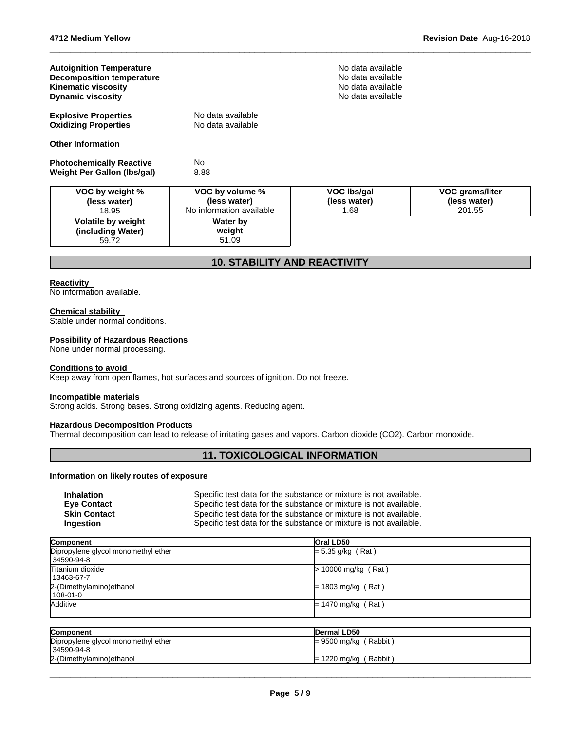**Autoignition Temperature** No data available
**Decomposition temperature** No data available
**Kinematic viscosity** No data available
**Dynamic viscosity** No data available

**Explosive Properties** No data available
**Oxidizing Properties** No data available

**Other Information**

**Photochemically Reactive** No
**Weight Per Gallon (lbs/gal)** 8.88

| VOC by weight % (less water) | VOC by volume % (less water) | VOC lbs/gal (less water) | VOC grams/liter (less water) |
|---|---|---|---|
| 18.95 | No information available | 1.68 | 201.55 |
| **Volatile by weight (including Water)** | **Water by weight** | | |
| 59.72 | 51.09 | | |

## 10. STABILITY AND REACTIVITY

**Reactivity**
No information available.

**Chemical stability**
Stable under normal conditions.

**Possibility of Hazardous Reactions**
None under normal processing.

**Conditions to avoid**
Keep away from open flames, hot surfaces and sources of ignition. Do not freeze.

**Incompatible materials**
Strong acids. Strong bases. Strong oxidizing agents. Reducing agent.

**Hazardous Decomposition Products**
Thermal decomposition can lead to release of irritating gases and vapors. Carbon dioxide ($CO_2$). Carbon monoxide.

## 11. TOXICOLOGICAL INFORMATION

**Information on likely routes of exposure**

**Inhalation** Specific test data for the substance or mixture is not available.
**Eye Contact** Specific test data for the substance or mixture is not available.
**Skin Contact** Specific test data for the substance or mixture is not available.
**Ingestion** Specific test data for the substance or mixture is not available.

| Component | Oral LD50 |
|---|---|
| Dipropylene glycol monomethyl ether 34590-94-8 | = 5.35 g/kg ( Rat ) |
| Titanium dioxide 13463-67-7 | > 10000 mg/kg ( Rat ) |
| 2-(Dimethylamino)ethanol 108-01-0 | = 1803 mg/kg ( Rat ) |
| Additive | = 1470 mg/kg ( Rat ) |

| Component | Dermal LD50 |
|---|---|
| Dipropylene glycol monomethyl ether 34590-94-8 | = 9500 mg/kg ( Rabbit ) |
| 2-(Dimethylamino)ethanol | = 1220 mg/kg ( Rabbit ) |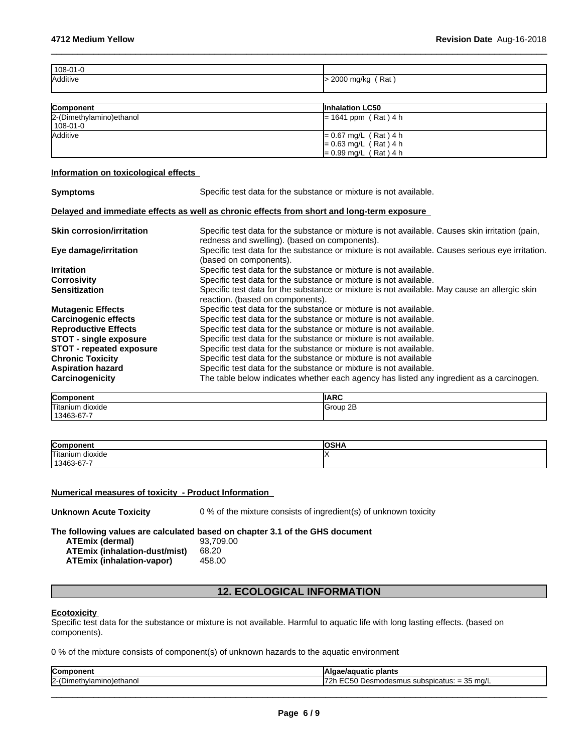| | |
|---|---|
| 108-01-0 | |
| Additive | > 2000 mg/kg ( Rat ) |

| Component | Inhalation LC50 |
|---|---|
| 2-(Dimethylamino)ethanol<br>108-01-0 | = 1641 ppm ( Rat ) 4 h |
| Additive | = 0.67 mg/L ( Rat ) 4 h<br>= 0.63 mg/L ( Rat ) 4 h<br>= 0.99 mg/L ( Rat ) 4 h |

**Information on toxicological effects**

**Symptoms** Specific test data for the substance or mixture is not available.

**Delayed and immediate effects as well as chronic effects from short and long-term exposure**

**Skin corrosion/irritation** Specific test data for the substance or mixture is not available. Causes skin irritation (pain, redness and swelling). (based on components).

**Eye damage/irritation** Specific test data for the substance or mixture is not available. Causes serious eye irritation. (based on components).

**Irritation** Specific test data for the substance or mixture is not available.

**Corrosivity** Specific test data for the substance or mixture is not available.

**Sensitization** Specific test data for the substance or mixture is not available. May cause an allergic skin reaction. (based on components).

**Mutagenic Effects** Specific test data for the substance or mixture is not available.

**Carcinogenic effects** Specific test data for the substance or mixture is not available.

**Reproductive Effects** Specific test data for the substance or mixture is not available.

**STOT - single exposure** Specific test data for the substance or mixture is not available.

**STOT - repeated exposure** Specific test data for the substance or mixture is not available.

**Chronic Toxicity** Specific test data for the substance or mixture is not available

**Aspiration hazard** Specific test data for the substance or mixture is not available.

**Carcinogenicity** The table below indicates whether each agency has listed any ingredient as a carcinogen.

| Component | IARC |
|---|---|
| Titanium dioxide<br>13463-67-7 | Group 2B |

| Component | OSHA |
|---|---|
| Titanium dioxide<br>13463-67-7 | X |

**Numerical measures of toxicity - Product Information**

**Unknown Acute Toxicity** 0 % of the mixture consists of ingredient(s) of unknown toxicity

**The following values are calculated based on chapter 3.1 of the GHS document**

**ATEmix (dermal)** 93,709.00
**ATEmix (inhalation-dust/mist)** 68.20
**ATEmix (inhalation-vapor)** 458.00

## 12. ECOLOGICAL INFORMATION

**Ecotoxicity**

Specific test data for the substance or mixture is not available. Harmful to aquatic life with long lasting effects. (based on components).

0 % of the mixture consists of component(s) of unknown hazards to the aquatic environment

| Component | Algae/aquatic plants |
|---|---|
| 2-(Dimethylamino)ethanol | 72h EC50 Desmodesmus subspicatus: = 35 mg/L |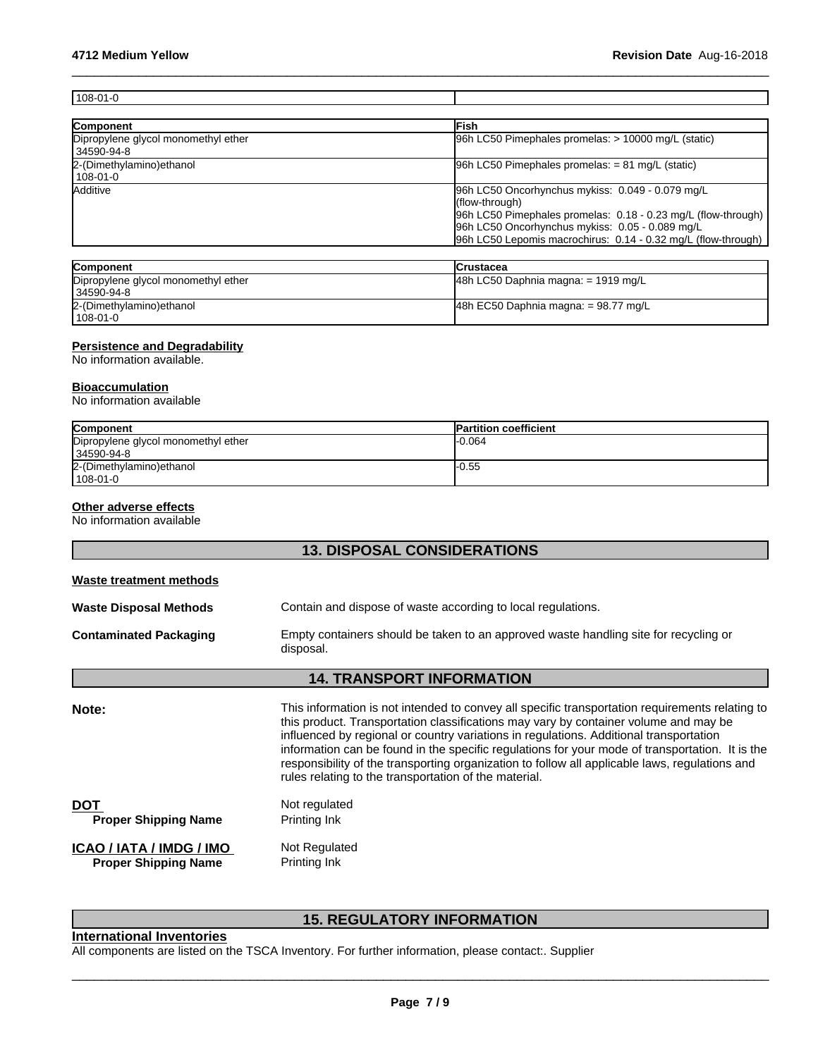| 108-01-0 | |
|---|---|

| Component | Fish |
|---|---|
| Dipropylene glycol monomethyl ether<br>34590-94-8 | 96h LC50 Pimephales promelas: > 10000 mg/L (static) |
| 2-(Dimethylamino)ethanol<br>108-01-0 | 96h LC50 Pimephales promelas: = 81 mg/L (static) |
| Additive | 96h LC50 Oncorhynchus mykiss: 0.049 - 0.079 mg/L (flow-through)<br>96h LC50 Pimephales promelas: 0.18 - 0.23 mg/L (flow-through)<br>96h LC50 Oncorhynchus mykiss: 0.05 - 0.089 mg/L<br>96h LC50 Lepomis macrochirus: 0.14 - 0.32 mg/L (flow-through) |

| Component | Crustacea |
|---|---|
| Dipropylene glycol monomethyl ether<br>34590-94-8 | 48h LC50 Daphnia magna: = 1919 mg/L |
| 2-(Dimethylamino)ethanol<br>108-01-0 | 48h EC50 Daphnia magna: = 98.77 mg/L |

**Persistence and Degradability**

No information available.

**Bioaccumulation**

No information available

| Component | Partition coefficient |
|---|---|
| Dipropylene glycol monomethyl ether<br>34590-94-8 | -0.064 |
| 2-(Dimethylamino)ethanol<br>108-01-0 | -0.55 |

**Other adverse effects**

No information available

## 13. DISPOSAL CONSIDERATIONS

**Waste treatment methods**

**Waste Disposal Methods** Contain and dispose of waste according to local regulations.

**Contaminated Packaging** Empty containers should be taken to an approved waste handling site for recycling or disposal.

## 14. TRANSPORT INFORMATION

**Note:** This information is not intended to convey all specific transportation requirements relating to this product. Transportation classifications may vary by container volume and may be influenced by regional or country variations in regulations. Additional transportation information can be found in the specific regulations for your mode of transportation. It is the responsibility of the transporting organization to follow all applicable laws, regulations and rules relating to the transportation of the material.

**DOT** Not regulated
**Proper Shipping Name** Printing Ink

**ICAO / IATA / IMDG / IMO** Not Regulated
**Proper Shipping Name** Printing Ink

## 15. REGULATORY INFORMATION

**International Inventories**

All components are listed on the TSCA Inventory. For further information, please contact:. Supplier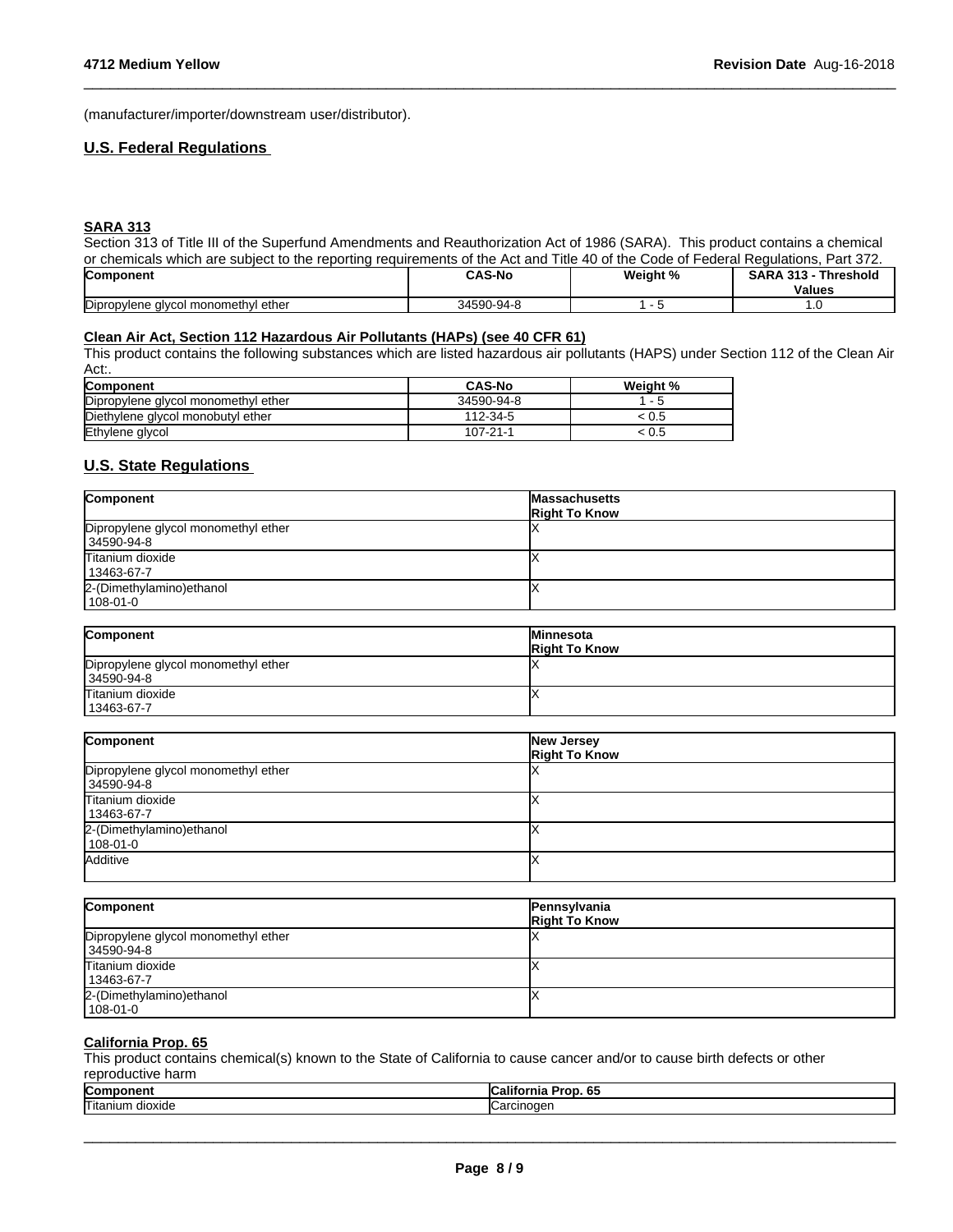(manufacturer/importer/downstream user/distributor).

## U.S. Federal Regulations

### SARA 313

Section 313 of Title III of the Superfund Amendments and Reauthorization Act of 1986 (SARA). This product contains a chemical or chemicals which are subject to the reporting requirements of the Act and Title 40 of the Code of Federal Regulations, Part 372.

| Component | CAS-No | Weight % | SARA 313 - Threshold Values |
|---|---|---|---|
| Dipropylene glycol monomethyl ether | 34590-94-8 | 1 - 5 | 1.0 |

### Clean Air Act, Section 112 Hazardous Air Pollutants (HAPs) (see 40 CFR 61)

This product contains the following substances which are listed hazardous air pollutants (HAPS) under Section 112 of the Clean Air Act:.

| Component | CAS-No | Weight % |
|---|---|---|
| Dipropylene glycol monomethyl ether | 34590-94-8 | 1 - 5 |
| Diethylene glycol monobutyl ether | 112-34-5 | < 0.5 |
| Ethylene glycol | 107-21-1 | < 0.5 |

## U.S. State Regulations

| Component | Massachusetts Right To Know |
|---|---|
| Dipropylene glycol monomethyl ether 34590-94-8 | X |
| Titanium dioxide 13463-67-7 | X |
| 2-(Dimethylamino)ethanol 108-01-0 | X |

| Component | Minnesota Right To Know |
|---|---|
| Dipropylene glycol monomethyl ether 34590-94-8 | X |
| Titanium dioxide 13463-67-7 | X |

| Component | New Jersey Right To Know |
|---|---|
| Dipropylene glycol monomethyl ether 34590-94-8 | X |
| Titanium dioxide 13463-67-7 | X |
| 2-(Dimethylamino)ethanol 108-01-0 | X |
| Additive | X |

| Component | Pennsylvania Right To Know |
|---|---|
| Dipropylene glycol monomethyl ether 34590-94-8 | X |
| Titanium dioxide 13463-67-7 | X |
| 2-(Dimethylamino)ethanol 108-01-0 | X |

### California Prop. 65

This product contains chemical(s) known to the State of California to cause cancer and/or to cause birth defects or other reproductive harm

| Component | California Prop. 65 |
|---|---|
| Titanium dioxide | Carcinogen |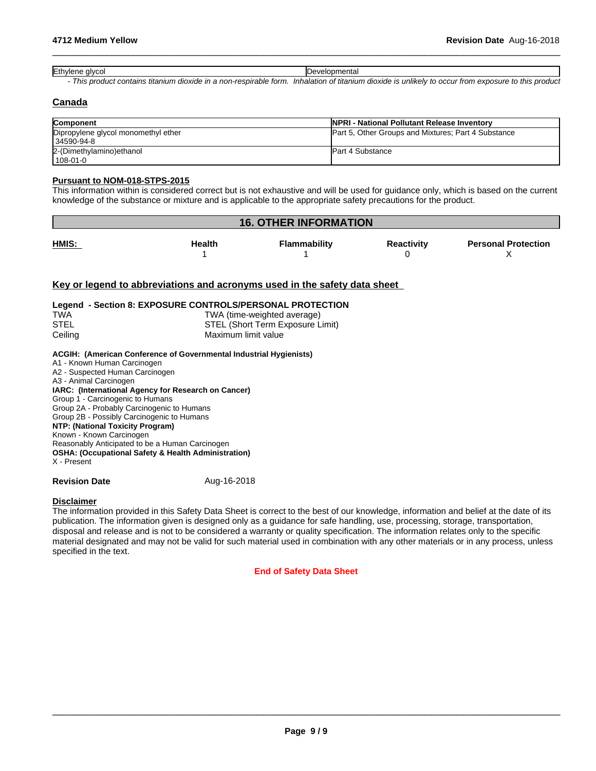| | |
|---|---|
| Ethylene glycol | Developmental |

*- This product contains titanium dioxide in a non-respirable form. Inhalation of titanium dioxide is unlikely to occur from exposure to this product*

## Canada

| Component | NPRI - National Pollutant Release Inventory |
|---|---|
| Dipropylene glycol monomethyl ether<br>34590-94-8 | Part 5, Other Groups and Mixtures; Part 4 Substance |
| 2-(Dimethylamino)ethanol<br>108-01-0 | Part 4 Substance |

**Pursuant to NOM-018-STPS-2015**

This information within is considered correct but is not exhaustive and will be used for guidance only, which is based on the current knowledge of the substance or mixture and is applicable to the appropriate safety precautions for the product.

## 16. OTHER INFORMATION

| HMIS: | Health | Flammability | Reactivity | Personal Protection |
|---|---|---|---|---|
| | 1 | 1 | 0 | X |

### Key or legend to abbreviations and acronyms used in the safety data sheet

**Legend - Section 8: EXPOSURE CONTROLS/PERSONAL PROTECTION**

| | |
|---|---|
| TWA | TWA (time-weighted average) |
| STEL | STEL (Short Term Exposure Limit) |
| Ceiling | Maximum limit value |

**ACGIH: (American Conference of Governmental Industrial Hygienists)**
A1 - Known Human Carcinogen
A2 - Suspected Human Carcinogen
A3 - Animal Carcinogen
**IARC: (International Agency for Research on Cancer)**
Group 1 - Carcinogenic to Humans
Group 2A - Probably Carcinogenic to Humans
Group 2B - Possibly Carcinogenic to Humans
**NTP: (National Toxicity Program)**
Known - Known Carcinogen
Reasonably Anticipated to be a Human Carcinogen
**OSHA: (Occupational Safety & Health Administration)**
X - Present

**Revision Date** Aug-16-2018

**Disclaimer**

The information provided in this Safety Data Sheet is correct to the best of our knowledge, information and belief at the date of its publication. The information given is designed only as a guidance for safe handling, use, processing, storage, transportation, disposal and release and is not to be considered a warranty or quality specification. The information relates only to the specific material designated and may not be valid for such material used in combination with any other materials or in any process, unless specified in the text.

**End of Safety Data Sheet**